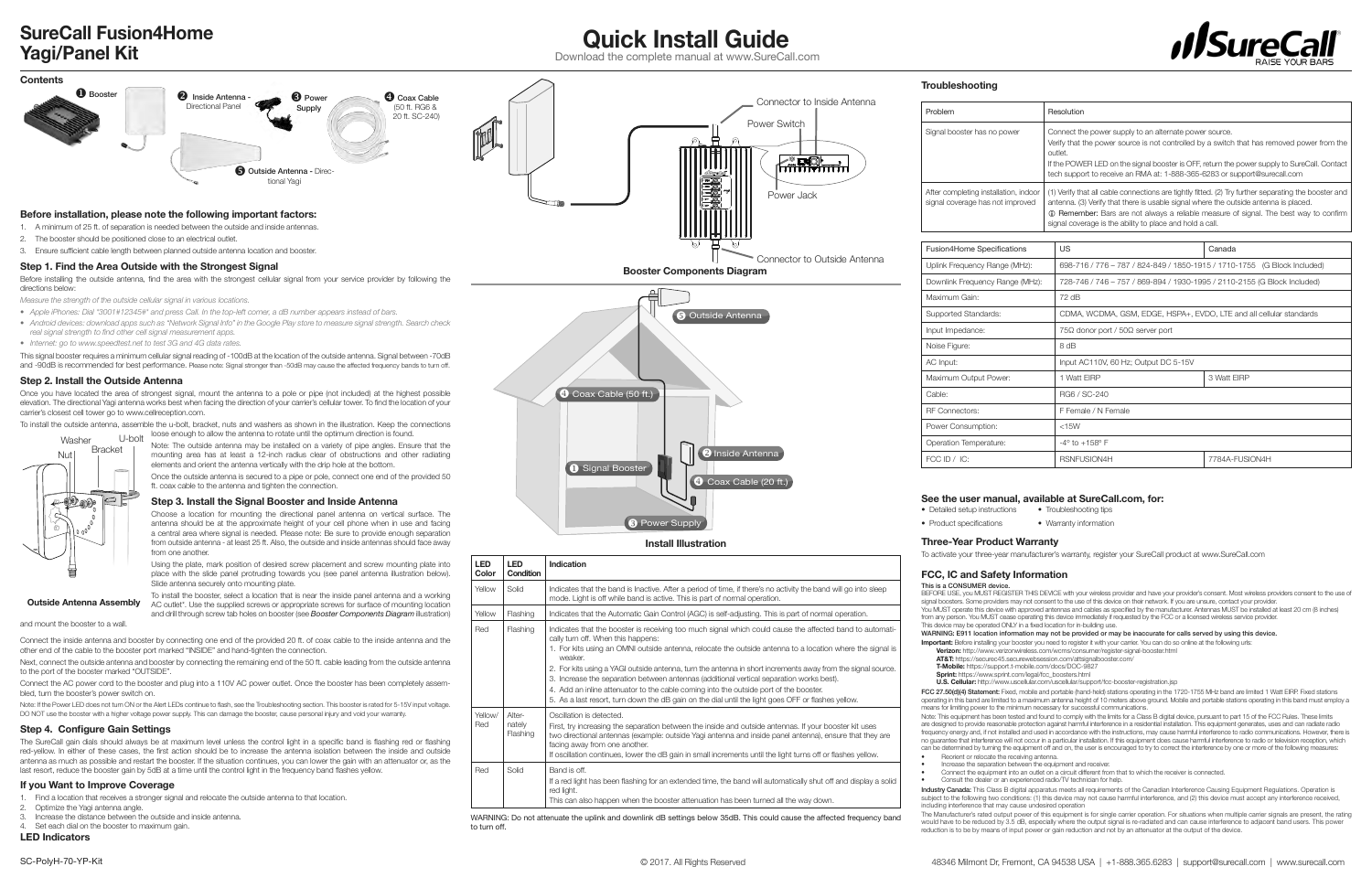# SureCall Fusion4Home Yagi/Panel Kit

# Quick Install Guide

Download the complete manual at www.SureCall.com

**Contents**

❶ Booster
❷ Inside Antenna - Directional Panel
❸ Power Supply
❹ Coax Cable (50 ft. RG6 & 20 ft. SC-240)
❺ Outside Antenna - Directional Yagi

### Before installation, please note the following important factors:

1. A minimum of 25 ft. of separation is needed between the outside and inside antennas.
2. The booster should be positioned close to an electrical outlet.
3. Ensure sufficient cable length between planned outside antenna location and booster.

### Step 1. Find the Area Outside with the Strongest Signal

Before installing the outside antenna, find the area with the strongest cellular signal from your service provider by following the directions below:

*Measure the strength of the outside cellular signal in various locations.*

- *Apple iPhones: Dial "3001#12345#" and press Call. In the top-left corner, a dB number appears instead of bars.*
- *Android devices: download apps such as "Network Signal Info" in the Google Play store to measure signal strength. Search check real signal strength to find other cell signal measurement apps.*
- *Internet: go to www.speedtest.net to test 3G and 4G data rates.*

This signal booster requires a minimum cellular signal reading of -100dB at the location of the outside antenna. Signal between -70dB and -90dB is recommended for best performance. Please note: Signal stronger than -50dB may cause the affected frequency bands to turn off.

### Step 2. Install the Outside Antenna

Once you have located the area of strongest signal, mount the antenna to a pole or pipe (not included) at the highest possible elevation. The directional Yagi antenna works best when facing the direction of your carrier's cellular tower. To find the location of your carrier's closest cell tower go to www.cellreception.com.

To install the outside antenna, assemble the u-bolt, bracket, nuts and washers as shown in the illustration. Keep the connections loose enough to allow the antenna to rotate until the optimum direction is found.

Washer, U-bolt, Nut, Bracket

**Outside Antenna Assembly**

Note: The outside antenna may be installed on a variety of pipe angles. Ensure that the mounting area has at least a 12-inch radius clear of obstructions and other radiating elements and orient the antenna vertically with the drip hole at the bottom.

Once the outside antenna is secured to a pipe or pole, connect one end of the provided 50 ft. coax cable to the antenna and tighten the connection.

### Step 3. Install the Signal Booster and Inside Antenna

Choose a location for mounting the directional panel antenna on vertical surface. The antenna should be at the approximate height of your cell phone when in use and facing a central area where signal is needed. Please note: Be sure to provide enough separation from outside antenna - at least 25 ft. Also, the outside and inside antennas should face away from one another.

Using the plate, mark position of desired screw placement and screw mounting plate into place with the slide panel protruding towards you (see panel antenna illustration below). Slide antenna securely onto mounting plate.

To install the booster, select a location that is near the inside panel antenna and a working AC outlet*. Use the supplied screws or appropriate screws for surface of mounting location and drill through screw tab holes on booster (see *Booster Components Diagram* illustration) and mount the booster to a wall.

Connect the inside antenna and booster by connecting one end of the provided 20 ft. of coax cable to the inside antenna and the other end of the cable to the booster port marked "INSIDE" and hand-tighten the connection.

Next, connect the outside antenna and booster by connecting the remaining end of the 50 ft. cable leading from the outside antenna to the port of the booster marked "OUTSIDE".

Connect the AC power cord to the booster and plug into a 110V AC power outlet. Once the booster has been completely assembled, turn the booster's power switch on.

Note: If the Power LED does not turn ON or the Alert LEDs continue to flash, see the Troubleshooting section. This booster is rated for 5-15V input voltage. DO NOT use the booster with a higher voltage power supply. This can damage the booster, cause personal injury and void your warranty.

### Step 4. Configure Gain Settings

The SureCall gain dials should always be at maximum level unless the control light in a specific band is flashing red or flashing red-yellow. In either of these cases, the first action should be to increase the antenna isolation between the inside and outside antenna as much as possible and restart the booster. If the situation continues, you can lower the gain with an attenuator or, as the last resort, reduce the booster gain by 5dB at a time until the control light in the frequency band flashes yellow.

### If you Want to Improve Coverage

1. Find a location that receives a stronger signal and relocate the outside antenna to that location.
2. Optimize the Yagi antenna angle.
3. Increase the distance between the outside and inside antenna.
4. Set each dial on the booster to maximum gain.

### LED Indicators

Connector to Inside Antenna, Power Switch, Power Jack, Connector to Outside Antenna

**Booster Components Diagram**

❺ Outside Antenna, ❹ Coax Cable (50 ft.), ❷ Inside Antenna, ❶ Signal Booster, ❹ Coax Cable (20 ft.), ❸ Power Supply

**Install Illustration**

| LED Color | LED Condition | Indication |
|---|---|---|
| Yellow | Solid | Indicates that the band is Inactive. After a period of time, if there's no activity the band will go into sleep mode. Light is off while band is active. This is part of normal operation. |
| Yellow | Flashing | Indicates that the Automatic Gain Control (AGC) is self-adjusting. This is part of normal operation. |
| Red | Flashing | Indicates that the booster is receiving too much signal which could cause the affected band to automatically turn off. When this happens: 1. For kits using an OMNI outside antenna, relocate the outside antenna to a location where the signal is weaker. 2. For kits using a YAGI outside antenna, turn the antenna in short increments away from the signal source. 3. Increase the separation between antennas (additional vertical separation works best). 4. Add an inline attenuator to the cable coming into the outside port of the booster. 5. As a last resort, turn down the dB gain on the dial until the light goes OFF or flashes yellow. |
| Yellow/ Red | Alternately Flashing | Oscillation is detected. First, try increasing the separation between the inside and outside antennas. If your booster kit uses two directional antennas (example: outside Yagi antenna and inside panel antenna), ensure that they are facing away from one another. If oscillation continues, lower the dB gain in small increments until the light turns off or flashes yellow. |
| Red | Solid | Band is off. If a red light has been flashing for an extended time, the band will automatically shut off and display a solid red light. This can also happen when the booster attenuation has been turned all the way down. |

WARNING: Do not attenuate the uplink and downlink dB settings below 35dB. This could cause the affected frequency band to turn off.

### Troubleshooting

| Problem | Resolution |
|---|---|
| Signal booster has no power | Connect the power supply to an alternate power source. Verify that the power source is not controlled by a switch that has removed power from the outlet. If the POWER LED on the signal booster is OFF, return the power supply to SureCall. Contact tech support to receive an RMA at: 1-888-365-6283 or support@surecall.com |
| After completing installation, indoor signal coverage has not improved | (1) Verify that all cable connections are tightly fitted. (2) Try further separating the booster and antenna. (3) Verify that there is usable signal where the outside antenna is placed. ⓘ Remember: Bars are not always a reliable measure of signal. The best way to confirm signal coverage is the ability to place and hold a call. |

| Fusion4Home Specifications | US | Canada |
|---|---|---|
| Uplink Frequency Range (MHz): | 698-716 / 776 – 787 / 824-849 / 1850-1915 / 1710-1755 (G Block Included) | |
| Downlink Frequency Range (MHz): | 728-746 / 746 – 757 / 869-894 / 1930-1995 / 2110-2155 (G Block Included) | |
| Maximum Gain: | 72 dB | |
| Supported Standards: | CDMA, WCDMA, GSM, EDGE, HSPA+, EVDO, LTE and all cellular standards | |
| Input Impedance: | 75Ω donor port / 50Ω server port | |
| Noise Figure: | 8 dB | |
| AC Input: | Input AC110V, 60 Hz; Output DC 5-15V | |
| Maximum Output Power: | 1 Watt EIRP | 3 Watt EIRP |
| Cable: | RG6 / SC-240 | |
| RF Connectors: | F Female / N Female | |
| Power Consumption: | <15W | |
| Operation Temperature: | -4° to +158° F | |
| FCC ID / IC: | RSNFUSION4H | 7784A-FUSION4H |

### See the user manual, available at SureCall.com, for:

- Detailed setup instructions
- Troubleshooting tips
- Product specifications
- Warranty information

### Three-Year Product Warranty

To activate your three-year manufacturer's warranty, register your SureCall product at www.SureCall.com

### FCC, IC and Safety Information

**This is a CONSUMER device.**

BEFORE USE, you MUST REGISTER THIS DEVICE with your wireless provider and have your provider's consent. Most wireless providers consent to the use of signal boosters. Some providers may not consent to the use of this device on their network. If you are unsure, contact your provider.

You MUST operate this device with approved antennas and cables as specified by the manufacturer. Antennas MUST be installed at least 20 cm (8 inches) from any person. You MUST cease operating this device immediately if requested by the FCC or a licensed wireless service provider.

The device may be operated ONLY in a fixed location for in-building use.

**WARNING: E911 location information may not be provided or may be inaccurate for calls served by using this device.**

**Important:** Before installing your booster you need to register it with your carrier. You can do so online at the following urls:

**Verizon:** http://www.verizonwireless.com/wcms/consumer/register-signal-booster.html
**AT&T:** https://securec45.securewebsession.com/attsignalbooster.com/
**T-Mobile:** https://support.t-mobile.com/docs/DOC-9827
**Sprint:** https://www.sprint.com/legal/fcc_boosters.html
**U.S. Cellular:** http://www.uscellular.com/uscellular/support/fcc-booster-registration.jsp

**FCC 27.50(d)(4) Statement:** Fixed, mobile and portable (hand-held) stations operating in the 1720-1755 MHz band are limited 1 Watt EIRP. Fixed stations operating in this band are limited to a maximum antenna height of 10 meters above ground. Mobile and portable stations operating in this band must employ a means for limiting power to the minimum necessary for successful communications.

Note: This equipment has been tested and found to comply with the limits for a Class B digital device, pursuant to part 15 of the FCC Rules. These limits are designed to provide reasonable protection against harmful interference in a residential installation. This equipment generates, uses and can radiate radio frequency energy and, if not installed and used in accordance with the instructions, may cause harmful interference to radio communications. However, there is no guarantee that interference will not occur in a particular installation. If this equipment does cause harmful interference to radio or television reception, which can be determined by turning the equipment off and on, the user is encouraged to try to correct the interference by one or more of the following measures:

- Reorient or relocate the receiving antenna.
- Increase the separation between the equipment and receiver.
- Connect the equipment into an outlet on a circuit different from that to which the receiver is connected.
- Consult the dealer or an experienced radio/TV technician for help.

**Industry Canada:** This Class B digital apparatus meets all requirements of the Canadian Interference Causing Equipment Regulations. Operation is subject to the following two conditions: (1) this device may not cause harmful interference, and (2) this device must accept any interference received, including interference that may cause undesired operation

The Manufacturer's rated output power of this equipment is for single carrier operation. For situations when multiple carrier signals are present, the rating would have to be reduced by 3.5 dB, especially where the output signal is re-radiated and can cause interference to adjacent band users. This power reduction is to be by means of input power or gain reduction and not by an attenuator at the output of the device.

SC-PolyH-70-YP-Kit

© 2017. All Rights Reserved

48346 Milmont Dr, Fremont, CA 94538 USA | +1-888.365.6283 | support@surecall.com | www.surecall.com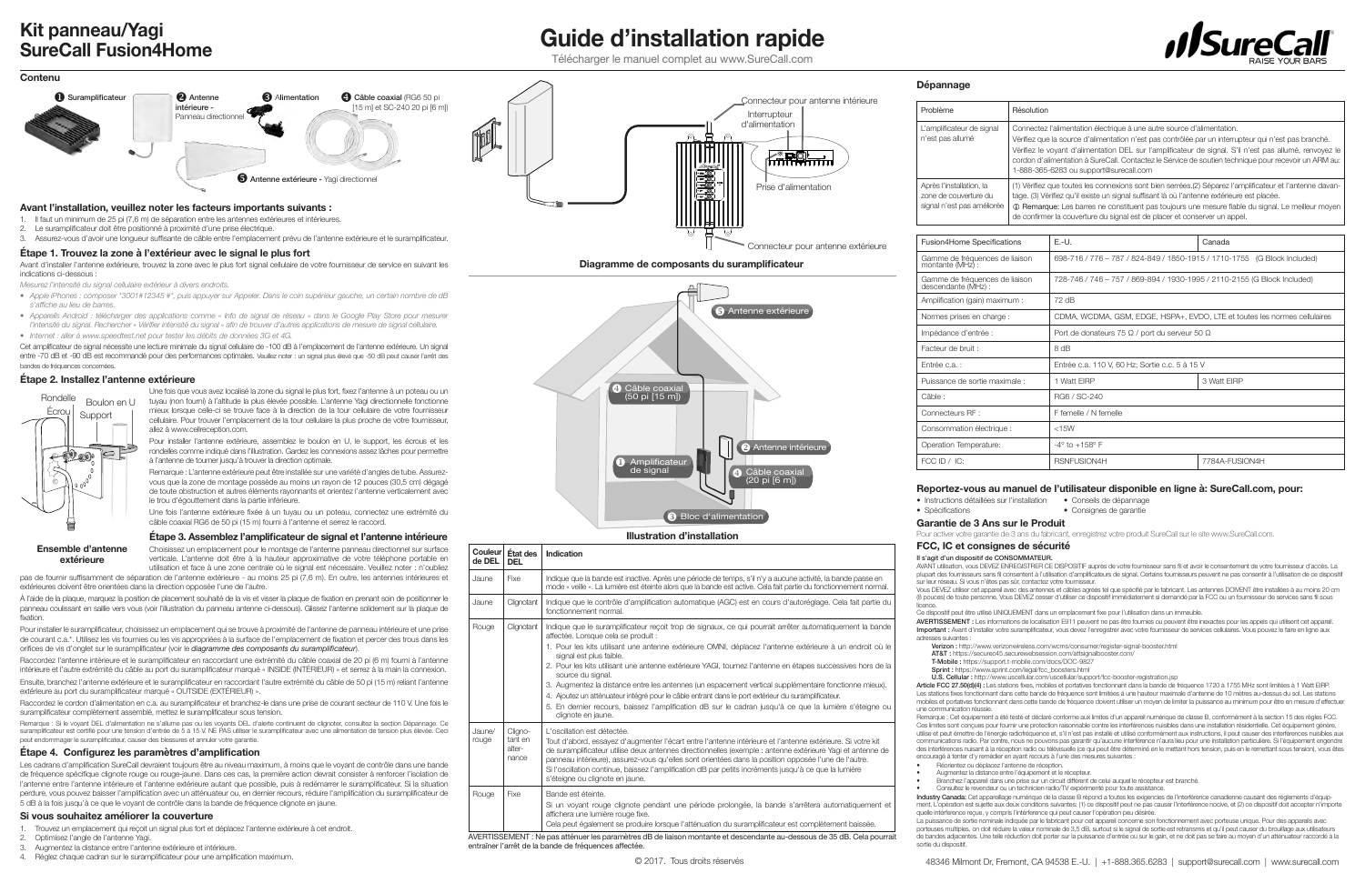# Kit panneau/Yagi SureCall Fusion4Home

# Guide d'installation rapide

Télécharger le manuel complet au www.SureCall.com

SureCall RAISE YOUR BARS

## Contenu

❶ Suramplificateur ❷ Antenne intérieure - Panneau directionnel ❸ Alimentation ❹ Câble coaxial (RG6 50 pi [15 m] et SC-240 20 pi [6 m]) ❺ Antenne extérieure - Yagi directionnel

### Avant l'installation, veuillez noter les facteurs importants suivants :

1. Il faut un minimum de 25 pi (7,6 m) de séparation entre les antennes extérieures et intérieures.
2. Le suramplificateur doit être positionné à proximité d'une prise électrique.
3. Assurez-vous d'avoir une longueur suffisante de câble entre l'emplacement prévu de l'antenne extérieure et le suramplificateur.

### Étape 1. Trouvez la zone à l'extérieur avec le signal le plus fort

Avant d'installer l'antenne extérieure, trouvez la zone avec le plus fort signal cellulaire de votre fournisseur de service en suivant les indications ci-dessous :

*Mesurez l'intensité du signal cellulaire extérieur à divers endroits.*

- *Apple iPhones : composer \*3001#12345#\*, puis appuyer sur Appeler. Dans le coin supérieur gauche, un certain nombre de dB s'affiche au lieu de barres.*
- *Appareils Android : télécharger des applications comme « Info de signal de réseau » dans le Google Play Store pour mesurer l'intensité du signal. Rechercher « Vérifier intensité du signal » afin de trouver d'autres applications de mesure de signal cellulaire.*
- *Internet : aller à www.speedtest.net pour tester les débits de données 3G et 4G.*

Cet amplificateur de signal nécessite une lecture minimale du signal cellulaire de -100 dB à l'emplacement de l'antenne extérieure. Un signal entre -70 dB et -90 dB est recommandé pour des performances optimales. Veuillez noter : un signal plus élevé que -50 dB peut causer l'arrêt des bandes de fréquences concernées.

### Étape 2. Installez l'antenne extérieure

Rondelle / Boulon en U / Écrou / Support

**Ensemble d'antenne extérieure**

Une fois que vous avez localisé la zone du signal le plus fort, fixez l'antenne à un poteau ou un tuyau (non fourni) à l'altitude la plus élevée possible. L'antenne Yagi directionnelle fonctionne mieux lorsque celle-ci se trouve face à la direction de la tour cellulaire de votre fournisseur cellulaire. Pour trouver l'emplacement de la tour cellulaire la plus proche de votre fournisseur, allez à www.cellreception.com.

Pour installer l'antenne extérieure, assemblez le boulon en U, le support, les écrous et les rondelles comme indiqué dans l'illustration. Gardez les connexions assez lâches pour permettre à l'antenne de tourner jusqu'à trouver la direction optimale.

Remarque : L'antenne extérieure peut être installée sur une variété d'angles de tube. Assurez-vous que la zone de montage possède au moins un rayon de 12 pouces (30,5 cm) dégagé de toute obstruction et autres éléments rayonnants et orientez l'antenne verticalement avec le trou d'égouttement dans la partie inférieure.

Une fois l'antenne extérieure fixée à un tuyau ou un poteau, connectez une extrémité du câble coaxial RG6 de 50 pi (15 m) fourni à l'antenne et serrez le raccord.

### Étape 3. Assemblez l'amplificateur de signal et l'antenne intérieure

Choisissez un emplacement pour le montage de l'antenne panneau directionnel sur surface verticale. L'antenne doit être à la hauteur approximative de votre téléphone portable en utilisation et face à une zone centrale où le signal est nécessaire. Veuillez noter : n'oubliez pas de fournir suffisamment de séparation de l'antenne extérieure - au moins 25 pi (7,6 m). En outre, les antennes intérieures et extérieures doivent être orientées dans la direction opposée l'une de l'autre.

À l'aide de la plaque, marquez la position de placement souhaitée de la vis et vissez la plaque de fixation en prenant soin de positionner le panneau coulissant en saillie vers vous (voir l'illustration du panneau antenne ci-dessous). Glissez l'antenne solidement sur la plaque de fixation.

Pour installer le suramplificateur, choisissez un emplacement qui se trouve à proximité de l'antenne de panneau intérieure et une prise de courant c.a.*. Utilisez les vis fournies ou les vis appropriées à la surface de l'emplacement de fixation et percez des trous dans les orifices de vis d'onglet sur le suramplificateur (voir le *diagramme des composants du suramplificateur*).

Raccordez l'antenne intérieure et le suramplificateur en raccordant une extrémité du câble coaxial de 20 pi (6 m) fourni à l'antenne intérieure et l'autre extrémité du câble au port du suramplificateur marqué « INSIDE (INTÉRIEUR) » et serrez à la main la connexion.

Ensuite, branchez l'antenne extérieure et le suramplificateur en raccordant l'autre extrémité du câble de 50 pi (15 m) reliant l'antenne extérieure au port du suramplificateur marqué « OUTSIDE (EXTÉRIEUR) ».

Raccordez le cordon d'alimentation en c.a. au suramplificateur et branchez-le dans une prise de courant secteur de 110 V. Une fois le suramplificateur complètement assemblé, mettez le suramplificateur sous tension.

Remarque : Si le voyant DEL d'alimentation ne s'allume pas ou les voyants DEL d'alerte continuent de clignoter, consultez la section Dépannage. Ce suramplificateur est certifié pour une tension d'entrée de 5 à 15 V. NE PAS utiliser le suramplificateur avec une alimentation de tension plus élevée. Ceci peut endommager le suramplificateur, causer des blessures et annuler votre garantie.

### Étape 4. Configurez les paramètres d'amplification

Les cadrans d'amplification SureCall devraient toujours être au niveau maximum, à moins que le voyant de contrôle dans une bande de fréquence spécifique clignote rouge ou rouge-jaune. Dans ces cas, la première action devrait consister à renforcer l'isolation de l'antenne entre l'antenne intérieure et l'antenne extérieure autant que possible, puis à redémarrer le suramplificateur. Si la situation perdure, vous pouvez baisser l'amplification avec un atténuateur ou, en dernier recours, réduire l'amplification du suramplificateur de 5 dB à la fois jusqu'à ce que le voyant de contrôle dans la bande de fréquence clignote en jaune.

### Si vous souhaitez améliorer la couverture

1. Trouvez un emplacement qui reçoit un signal plus fort et déplacez l'antenne extérieure à cet endroit.
2. Optimisez l'angle de l'antenne Yagi.
3. Augmentez la distance entre l'antenne extérieure et intérieure.
4. Réglez chaque cadran sur le suramplificateur pour une amplification maximum.

Connecteur pour antenne intérieure

Interrupteur d'alimentation

Prise d'alimentation

Connecteur pour antenne extérieure

**Diagramme de composants du suramplificateur**

❺ Antenne extérieure

❹ Câble coaxial (50 pi [15 m])

❷ Antenne intérieure

❶ Amplificateur de signal

❹ Câble coaxial (20 pi [6 m])

❸ Bloc d'alimentation

**Illustration d'installation**

| Couleur de DEL | État des DEL | Indication |
|---|---|---|
| Jaune | Fixe | Indique que la bande est inactive. Après une période de temps, s'il n'y a aucune activité, la bande passe en mode « veille ». La lumière est éteinte alors que la bande est active. Cela fait partie du fonctionnement normal. |
| Jaune | Clignotant | Indique que le contrôle d'amplification automatique (AGC) est en cours d'autoréglage. Cela fait partie du fonctionnement normal. |
| Rouge | Clignotant | Indique que le suramplificateur reçoit trop de signaux, ce qui pourrait arrêter automatiquement la bande affectée. Lorsque cela se produit : 1. Pour les kits utilisant une antenne extérieure OMNI, déplacez l'antenne extérieure à un endroit où le signal est plus faible. 2. Pour les kits utilisant une antenne extérieure YAGI, tournez l'antenne en étapes successives hors de la source du signal. 3. Augmentez la distance entre les antennes (un espacement vertical supplémentaire fonctionne mieux). 4. Ajoutez un atténuateur intégré pour le câble entrant dans le port extérieur du suramplificateur. 5. En dernier recours, baissez l'amplification dB sur le cadran jusqu'à ce que la lumière s'éteigne ou clignote en jaune. |
| Jaune/ rouge | Clignotant en alternance | L'oscillation est détectée. Tout d'abord, essayez d'augmenter l'écart entre l'antenne intérieure et l'antenne extérieure. Si votre kit de suramplificateur utilise deux antennes directionnelles (exemple : antenne extérieure Yagi et antenne de panneau intérieure), assurez-vous qu'elles sont orientées dans la position opposée l'une de l'autre. Si l'oscillation continue, baissez l'amplification dB par petits incréments jusqu'à ce que la lumière s'éteigne ou clignote en jaune. |
| Rouge | Fixe | Bande est éteinte. Si un voyant rouge clignote pendant une période prolongée, la bande s'arrêtera automatiquement et affichera une lumière rouge fixe. Cela peut également se produire lorsque l'atténuation du suramplificateur est complètement baissée. |

AVERTISSEMENT : Ne pas atténuer les paramètres dB de liaison montante et descendante au-dessous de 35 dB. Cela pourrait entraîner l'arrêt de la bande de fréquences affectée.

© 2017. Tous droits réservés

## Dépannage

| Problème | Résolution |
|---|---|
| L'amplificateur de signal n'est pas allumé | Connectez l'alimentation électrique à une autre source d'alimentation. Vérifiez que la source d'alimentation n'est pas contrôlée par un interrupteur qui n'est pas branché. Vérifiez le voyant d'alimentation DEL sur l'amplificateur de signal. S'il n'est pas allumé, renvoyez le cordon d'alimentation à SureCall. Contactez le Service de soutien technique pour recevoir un ARM au: 1-888-365-6283 ou support@surecall.com |
| Après l'installation, la zone de couverture du signal n'est pas améliorée | (1) Vérifiez que toutes les connexions sont bien serrées.(2) Séparez l'amplificateur et l'antenne davantage. (3) Vérifiez qu'il existe un signal suffisant là où l'antenne extérieure est placée. ⓘ Remarque: Les barres ne constituent pas toujours une mesure fiable du signal. Le meilleur moyen de confirmer la couverture du signal est de placer et conserver un appel. |

| Fusion4Home Specifications | É.-U. | Canada |
|---|---|---|
| Gamme de fréquences de liaison montante (MHz) : | 698-716 / 776 – 787 / 824-849 / 1850-1915 / 1710-1755 (G Block Included) | |
| Gamme de fréquences de liaison descendante (MHz) : | 728-746 / 746 – 757 / 869-894 / 1930-1995 / 2110-2155 (G Block Included) | |
| Amplification (gain) maximum : | 72 dB | |
| Normes prises en charge : | CDMA, WCDMA, GSM, EDGE, HSPA+, EVDO, LTE et toutes les normes cellulaires | |
| Impédance d'entrée : | Port de donateurs 75 Ω / port du serveur 50 Ω | |
| Facteur de bruit : | 8 dB | |
| Entrée c.a. : | Entrée c.a. 110 V, 60 Hz; Sortie c.c. 5 à 15 V | |
| Puissance de sortie maximale : | 1 Watt EIRP | 3 Watt EIRP |
| Câble : | RG6 / SC-240 | |
| Connecteurs RF : | F femelle / N femelle | |
| Consommation électrique : | <15W | |
| Operation Temperature: | -4° to +158° F | |
| FCC ID / IC: | RSNFUSION4H | 7784A-FUSION4H |

### Reportez-vous au manuel de l'utilisateur disponible en ligne à: SureCall.com, pour:

- Instructions détaillées sur l'installation
- Spécifications
- Conseils de dépannage
- Consignes de garantie

### Garantie de 3 Ans sur le Produit

Pour activer votre garantie de 3 ans du fabricant, enregistrez votre produit SureCall sur le site www.SureCall.com.

### FCC, IC et consignes de sécurité

**Il s'agit d'un dispositif de CONSOMMATEUR.**

AVANT utilisation, vous DEVEZ ENREGISTRER CE DISPOSITIF auprès de votre fournisseur sans fil et avoir le consentement de votre fournisseur d'accès. La plupart des fournisseurs sans fil consentent à l'utilisation d'amplificateurs de signal. Certains fournisseurs peuvent ne pas consentir à l'utilisation de ce dispositif sur leur réseau. Si vous n'êtes pas sûr, contactez votre fournisseur.

Vous DEVEZ utiliser cet appareil avec des antennes et câbles agréés tel que spécifié par le fabricant. Les antennes DOIVENT être installées à au moins 20 cm (8 pouces) de toute personne. Vous DEVEZ cesser d'utiliser ce dispositif immédiatement si demandé par la FCC ou un fournisseur de services sans fil sous licence.

Ce dispositif peut être utilisé UNIQUEMENT dans un emplacement fixe pour l'utilisation dans un immeuble.

**AVERTISSEMENT :** Les informations de localisation E911 peuvent ne pas être fournies ou peuvent être inexactes pour les appels qui utilisent cet appareil.

**Important :** Avant d'installer votre suramplificateur, vous devez l'enregistrer avec votre fournisseur de services cellulaires. Vous pouvez le faire en ligne aux adresses suivantes :

**Verizon :** http://www.verizonwireless.com/wcms/consumer/register-signal-booster.html
**AT&T :** https://secure45.securewebsession.com/attsignalbooster.com/
**T-Mobile :** https://support.t-mobile.com/docs/DOC-9827
**Sprint :** https://www.sprint.com/legal/fcc_boosters.html
**U.S. Cellular :** http://www.uscellular.com/uscellular/support/fcc-booster-registration.jsp

**Article FCC 27.50(d)(4) :** Les stations fixes, mobiles et portatives fonctionnant dans la bande de fréquence 1720 à 1755 MHz sont limitées à 1 Watt EIRP. Les stations fixes fonctionnant dans cette bande de fréquence sont limitées à une hauteur maximale d'antenne de 10 mètres au-dessus du sol. Les stations mobiles et portatives fonctionnant dans cette bande de fréquence doivent utiliser un moyen de limiter la puissance au minimum pour être en mesure d'effectuer une communication réussie.

Remarque : Cet équipement a été testé et déclaré conforme aux limites d'un appareil numérique de classe B, conformément à la section 15 des règles FCC. Ces limites sont conçues pour fournir une protection raisonnable contre les interférences nuisibles dans une installation résidentielle. Cet équipement génère, utilise et peut émettre de l'énergie radiofréquence et, s'il n'est pas installé et utilisé conformément aux instructions, il peut causer des interférences nuisibles aux communications radio. Par contre, nous ne pouvons pas garantir qu'aucune interférence n'aura lieu pour une installation particulière. Si l'équipement engendre des interférences nuisant à la réception radio ou télévisuelle (ce qui peut être déterminé en le mettant hors tension, puis en le remettant sous tension), vous êtes encouragé à tenter d'y remédier en ayant recours à l'une des mesures suivantes :

- Réorientez ou déplacez l'antenne de réception.
- Augmentez la distance entre l'équipement et le récepteur.
- Branchez l'appareil dans une prise sur un circuit différent de celui auquel le récepteur est branché.
- Consultez le revendeur ou un technicien radio/TV expérimenté pour toute assistance.

**Industry Canada:** Cet appareillage numérique de la classe B répond à toutes les exigences de l'interférence canadienne causant des règlements d'équipement. L'opération est sujette aux deux conditions suivantes: (1) ce dispositif peut ne pas causer l'interférence nocive, et (2) ce dispositif doit accepter n'importe quelle interférence reçue, y compris l'interférence qui peut causer l'opération peu désirée.

La puissance de sortie nominale indiquée par le fabricant pour cet appareil concerne son fonctionnement avec porteuse unique. Pour des appareils avec porteuses multiples, on doit réduire la valeur nominale de 3,5 dB, surtout si le signal de sortie est retransmis et qu'il peut causer du brouillage aux utilisateurs de bandes adjacentes. Une telle réduction doit porter sur la puissance d'entrée ou sur le gain, et ne doit pas se faire au moyen d'un atténuateur raccordé à la sortie du dispositif.

48346 Milmont Dr, Fremont, CA 94538 E.-U. | +1-888.365.6283 | support@surecall.com | www.surecall.com